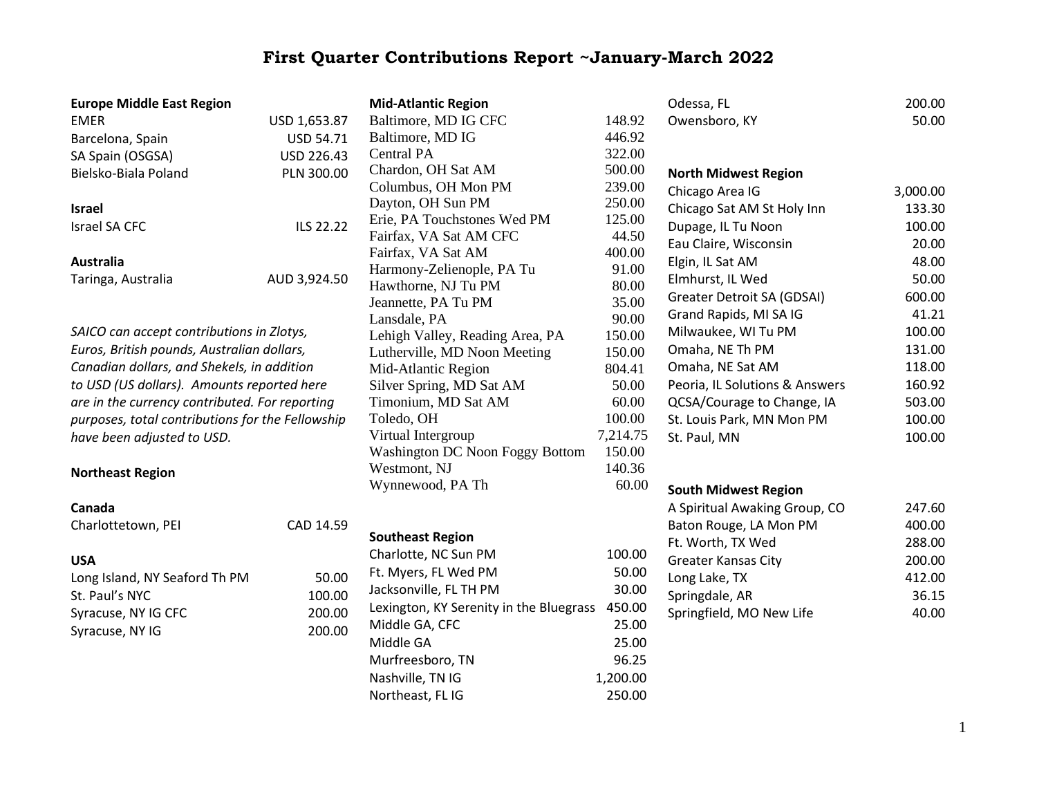# First Quarter Contributions Report ~January-March 2022

**Europe Middle East Region**

| | |
|---|---|
| EMER | USD 1,653.87 |
| Barcelona, Spain | USD 54.71 |
| SA Spain (OSGSA) | USD 226.43 |
| Bielsko-Biala Poland | PLN 300.00 |

**Israel**

| | |
|---|---|
| Israel SA CFC | ILS 22.22 |

**Australia**

| | |
|---|---|
| Taringa, Australia | AUD 3,924.50 |

*SAICO can accept contributions in Zlotys, Euros, British pounds, Australian dollars, Canadian dollars, and Shekels, in addition to USD (US dollars). Amounts reported here are in the currency contributed. For reporting purposes, total contributions for the Fellowship have been adjusted to USD.*

**Northeast Region**

**Canada**

| | |
|---|---|
| Charlottetown, PEI | CAD 14.59 |

**USA**

| | |
|---|---|
| Long Island, NY Seaford Th PM | 50.00 |
| St. Paul's NYC | 100.00 |
| Syracuse, NY IG CFC | 200.00 |
| Syracuse, NY IG | 200.00 |

**Mid-Atlantic Region**

| | |
|---|---|
| Baltimore, MD IG CFC | 148.92 |
| Baltimore, MD IG | 446.92 |
| Central PA | 322.00 |
| Chardon, OH Sat AM | 500.00 |
| Columbus, OH Mon PM | 239.00 |
| Dayton, OH Sun PM | 250.00 |
| Erie, PA Touchstones Wed PM | 125.00 |
| Fairfax, VA Sat AM CFC | 44.50 |
| Fairfax, VA Sat AM | 400.00 |
| Harmony-Zelienople, PA Tu | 91.00 |
| Hawthorne, NJ Tu PM | 80.00 |
| Jeannette, PA Tu PM | 35.00 |
| Lansdale, PA | 90.00 |
| Lehigh Valley, Reading Area, PA | 150.00 |
| Lutherville, MD Noon Meeting | 150.00 |
| Mid-Atlantic Region | 804.41 |
| Silver Spring, MD Sat AM | 50.00 |
| Timonium, MD Sat AM | 60.00 |
| Toledo, OH | 100.00 |
| Virtual Intergroup | 7,214.75 |
| Washington DC Noon Foggy Bottom | 150.00 |
| Westmont, NJ | 140.36 |
| Wynnewood, PA Th | 60.00 |

**Southeast Region**

| | |
|---|---|
| Charlotte, NC Sun PM | 100.00 |
| Ft. Myers, FL Wed PM | 50.00 |
| Jacksonville, FL TH PM | 30.00 |
| Lexington, KY Serenity in the Bluegrass | 450.00 |
| Middle GA, CFC | 25.00 |
| Middle GA | 25.00 |
| Murfreesboro, TN | 96.25 |
| Nashville, TN IG | 1,200.00 |
| Northeast, FL IG | 250.00 |
| Odessa, FL | 200.00 |
| Owensboro, KY | 50.00 |

**North Midwest Region**

| | |
|---|---|
| Chicago Area IG | 3,000.00 |
| Chicago Sat AM St Holy Inn | 133.30 |
| Dupage, IL Tu Noon | 100.00 |
| Eau Claire, Wisconsin | 20.00 |
| Elgin, IL Sat AM | 48.00 |
| Elmhurst, IL Wed | 50.00 |
| Greater Detroit SA (GDSAI) | 600.00 |
| Grand Rapids, MI SA IG | 41.21 |
| Milwaukee, WI Tu PM | 100.00 |
| Omaha, NE Th PM | 131.00 |
| Omaha, NE Sat AM | 118.00 |
| Peoria, IL Solutions & Answers | 160.92 |
| QCSA/Courage to Change, IA | 503.00 |
| St. Louis Park, MN Mon PM | 100.00 |
| St. Paul, MN | 100.00 |

**South Midwest Region**

| | |
|---|---|
| A Spiritual Awaking Group, CO | 247.60 |
| Baton Rouge, LA Mon PM | 400.00 |
| Ft. Worth, TX Wed | 288.00 |
| Greater Kansas City | 200.00 |
| Long Lake, TX | 412.00 |
| Springdale, AR | 36.15 |
| Springfield, MO New Life | 40.00 |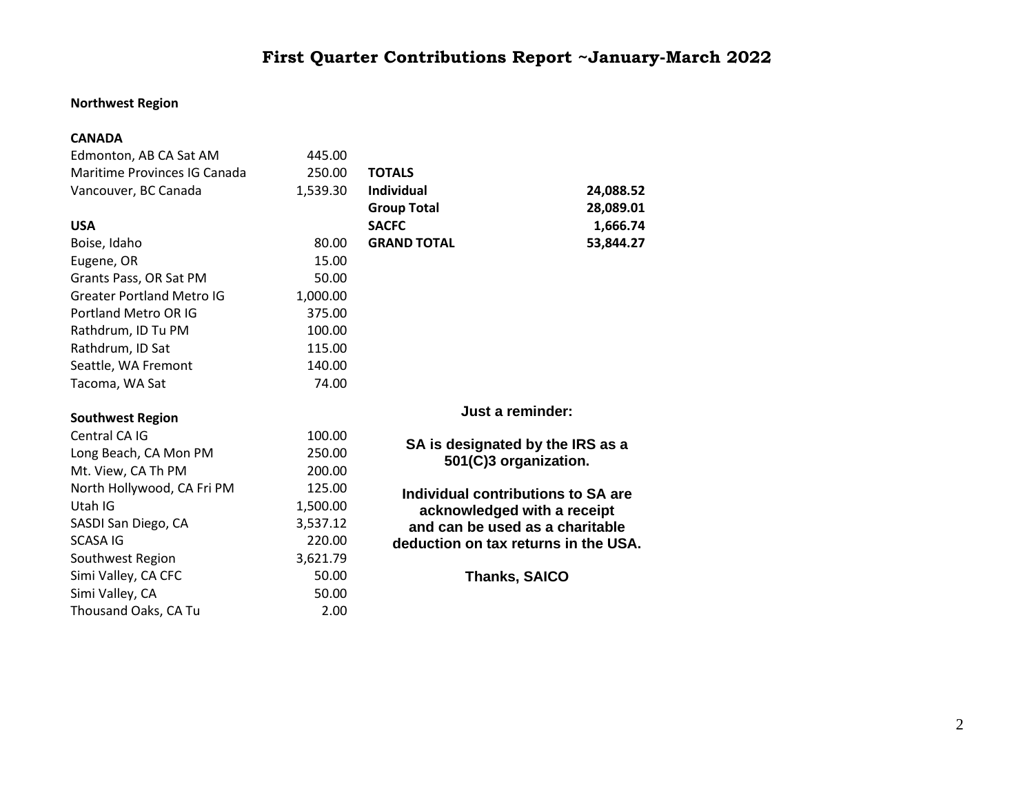# First Quarter Contributions Report ~January-March 2022

**Northwest Region**

| | |
|---|---|
| **CANADA** | |
| Edmonton, AB CA Sat AM | 445.00 |
| Maritime Provinces IG Canada | 250.00 |
| Vancouver, BC Canada | 1,539.30 |
| **USA** | |
| Boise, Idaho | 80.00 |
| Eugene, OR | 15.00 |
| Grants Pass, OR Sat PM | 50.00 |
| Greater Portland Metro IG | 1,000.00 |
| Portland Metro OR IG | 375.00 |
| Rathdrum, ID Tu PM | 100.00 |
| Rathdrum, ID Sat | 115.00 |
| Seattle, WA Fremont | 140.00 |
| Tacoma, WA Sat | 74.00 |

**Southwest Region**

| | |
|---|---|
| Central CA IG | 100.00 |
| Long Beach, CA Mon PM | 250.00 |
| Mt. View, CA Th PM | 200.00 |
| North Hollywood, CA Fri PM | 125.00 |
| Utah IG | 1,500.00 |
| SASDI San Diego, CA | 3,537.12 |
| SCASA IG | 220.00 |
| Southwest Region | 3,621.79 |
| Simi Valley, CA CFC | 50.00 |
| Simi Valley, CA | 50.00 |
| Thousand Oaks, CA Tu | 2.00 |

| **TOTALS** | |
|---|---|
| **Individual** | **24,088.52** |
| **Group Total** | **28,089.01** |
| **SACFC** | **1,666.74** |
| **GRAND TOTAL** | **53,844.27** |

**Just a reminder:**

**SA is designated by the IRS as a 501(C)3 organization.**

**Individual contributions to SA are acknowledged with a receipt and can be used as a charitable deduction on tax returns in the USA.**

**Thanks, SAICO**